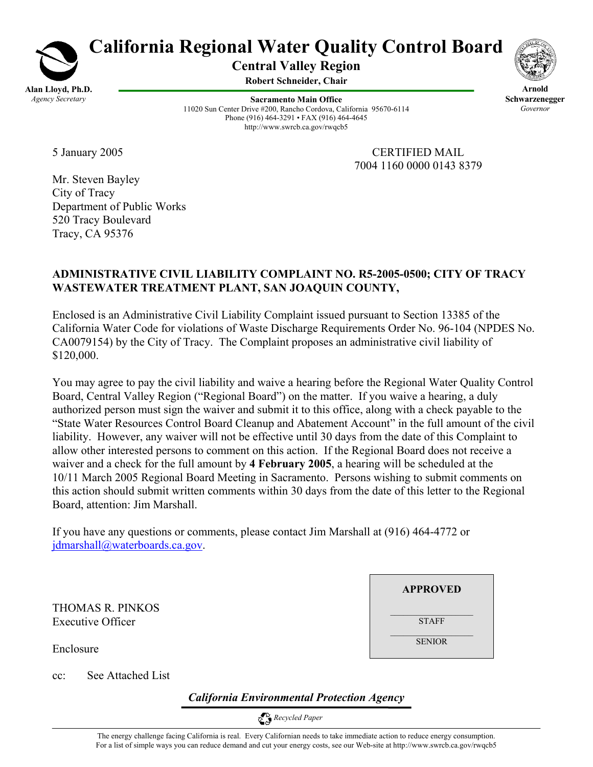# California Regional Water Quality Control Board

**Central Valley Region**

**Robert Schneider, Chair**

**Alan Lloyd, Ph.D.**
*Agency Secretary*

**Sacramento Main Office**
11020 Sun Center Drive #200, Rancho Cordova, California 95670-6114
Phone (916) 464-3291 • FAX (916) 464-4645
http://www.swrcb.ca.gov/rwqcb5

**Arnold Schwarzenegger**
*Governor*

5 January 2005

CERTIFIED MAIL
7004 1160 0000 0143 8379

Mr. Steven Bayley
City of Tracy
Department of Public Works
520 Tracy Boulevard
Tracy, CA 95376

**ADMINISTRATIVE CIVIL LIABILITY COMPLAINT NO. R5-2005-0500; CITY OF TRACY WASTEWATER TREATMENT PLANT, SAN JOAQUIN COUNTY,**

Enclosed is an Administrative Civil Liability Complaint issued pursuant to Section 13385 of the California Water Code for violations of Waste Discharge Requirements Order No. 96-104 (NPDES No. CA0079154) by the City of Tracy. The Complaint proposes an administrative civil liability of $120,000.

You may agree to pay the civil liability and waive a hearing before the Regional Water Quality Control Board, Central Valley Region ("Regional Board") on the matter. If you waive a hearing, a duly authorized person must sign the waiver and submit it to this office, along with a check payable to the "State Water Resources Control Board Cleanup and Abatement Account" in the full amount of the civil liability. However, any waiver will not be effective until 30 days from the date of this Complaint to allow other interested persons to comment on this action. If the Regional Board does not receive a waiver and a check for the full amount by **4 February 2005**, a hearing will be scheduled at the 10/11 March 2005 Regional Board Meeting in Sacramento. Persons wishing to submit comments on this action should submit written comments within 30 days from the date of this letter to the Regional Board, attention: Jim Marshall.

If you have any questions or comments, please contact Jim Marshall at (916) 464-4772 or jdmarshall@waterboards.ca.gov.

THOMAS R. PINKOS
Executive Officer

| **APPROVED** |
|---|
| STAFF |
| SENIOR |

Enclosure

cc: See Attached List

***California Environmental Protection Agency***

*Recycled Paper*

The energy challenge facing California is real. Every Californian needs to take immediate action to reduce energy consumption. For a list of simple ways you can reduce demand and cut your energy costs, see our Web-site at http://www.swrcb.ca.gov/rwqcb5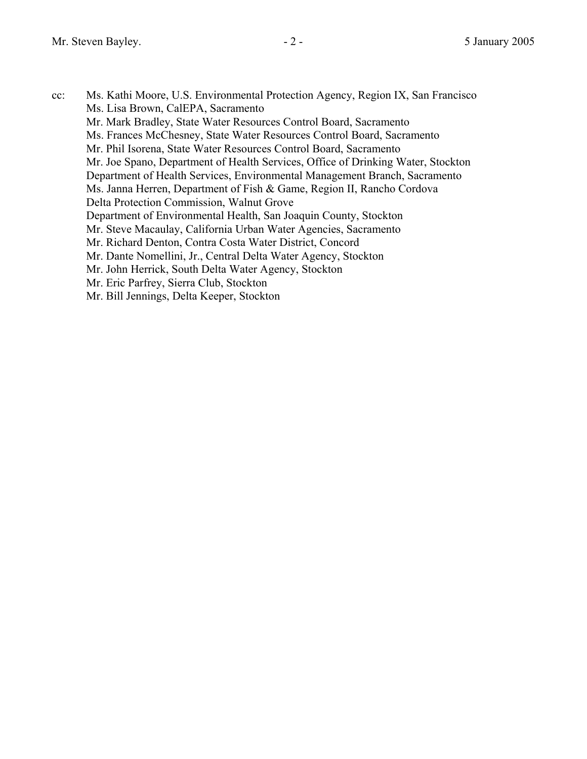cc: Ms. Kathi Moore, U.S. Environmental Protection Agency, Region IX, San Francisco
Ms. Lisa Brown, CalEPA, Sacramento
Mr. Mark Bradley, State Water Resources Control Board, Sacramento
Ms. Frances McChesney, State Water Resources Control Board, Sacramento
Mr. Phil Isorena, State Water Resources Control Board, Sacramento
Mr. Joe Spano, Department of Health Services, Office of Drinking Water, Stockton
Department of Health Services, Environmental Management Branch, Sacramento
Ms. Janna Herren, Department of Fish & Game, Region II, Rancho Cordova
Delta Protection Commission, Walnut Grove
Department of Environmental Health, San Joaquin County, Stockton
Mr. Steve Macaulay, California Urban Water Agencies, Sacramento
Mr. Richard Denton, Contra Costa Water District, Concord
Mr. Dante Nomellini, Jr., Central Delta Water Agency, Stockton
Mr. John Herrick, South Delta Water Agency, Stockton
Mr. Eric Parfrey, Sierra Club, Stockton
Mr. Bill Jennings, Delta Keeper, Stockton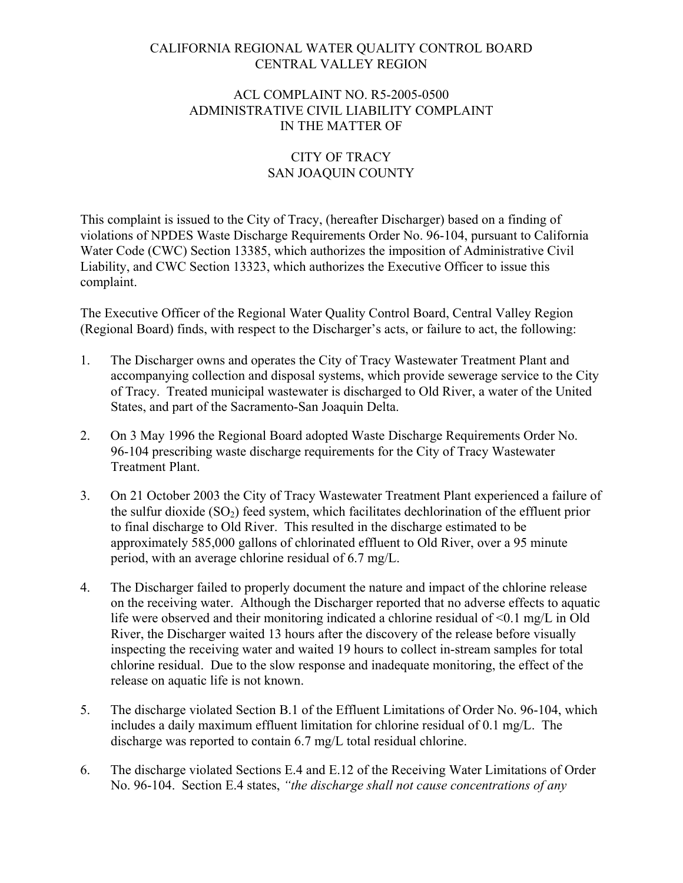CALIFORNIA REGIONAL WATER QUALITY CONTROL BOARD
CENTRAL VALLEY REGION

ACL COMPLAINT NO. R5-2005-0500
ADMINISTRATIVE CIVIL LIABILITY COMPLAINT
IN THE MATTER OF

CITY OF TRACY
SAN JOAQUIN COUNTY

This complaint is issued to the City of Tracy, (hereafter Discharger) based on a finding of violations of NPDES Waste Discharge Requirements Order No. 96-104, pursuant to California Water Code (CWC) Section 13385, which authorizes the imposition of Administrative Civil Liability, and CWC Section 13323, which authorizes the Executive Officer to issue this complaint.

The Executive Officer of the Regional Water Quality Control Board, Central Valley Region (Regional Board) finds, with respect to the Discharger's acts, or failure to act, the following:

1. The Discharger owns and operates the City of Tracy Wastewater Treatment Plant and accompanying collection and disposal systems, which provide sewerage service to the City of Tracy. Treated municipal wastewater is discharged to Old River, a water of the United States, and part of the Sacramento-San Joaquin Delta.

2. On 3 May 1996 the Regional Board adopted Waste Discharge Requirements Order No. 96-104 prescribing waste discharge requirements for the City of Tracy Wastewater Treatment Plant.

3. On 21 October 2003 the City of Tracy Wastewater Treatment Plant experienced a failure of the sulfur dioxide ($SO_2$) feed system, which facilitates dechlorination of the effluent prior to final discharge to Old River. This resulted in the discharge estimated to be approximately 585,000 gallons of chlorinated effluent to Old River, over a 95 minute period, with an average chlorine residual of 6.7 mg/L.

4. The Discharger failed to properly document the nature and impact of the chlorine release on the receiving water. Although the Discharger reported that no adverse effects to aquatic life were observed and their monitoring indicated a chlorine residual of <0.1 mg/L in Old River, the Discharger waited 13 hours after the discovery of the release before visually inspecting the receiving water and waited 19 hours to collect in-stream samples for total chlorine residual. Due to the slow response and inadequate monitoring, the effect of the release on aquatic life is not known.

5. The discharge violated Section B.1 of the Effluent Limitations of Order No. 96-104, which includes a daily maximum effluent limitation for chlorine residual of 0.1 mg/L. The discharge was reported to contain 6.7 mg/L total residual chlorine.

6. The discharge violated Sections E.4 and E.12 of the Receiving Water Limitations of Order No. 96-104. Section E.4 states, *"the discharge shall not cause concentrations of any*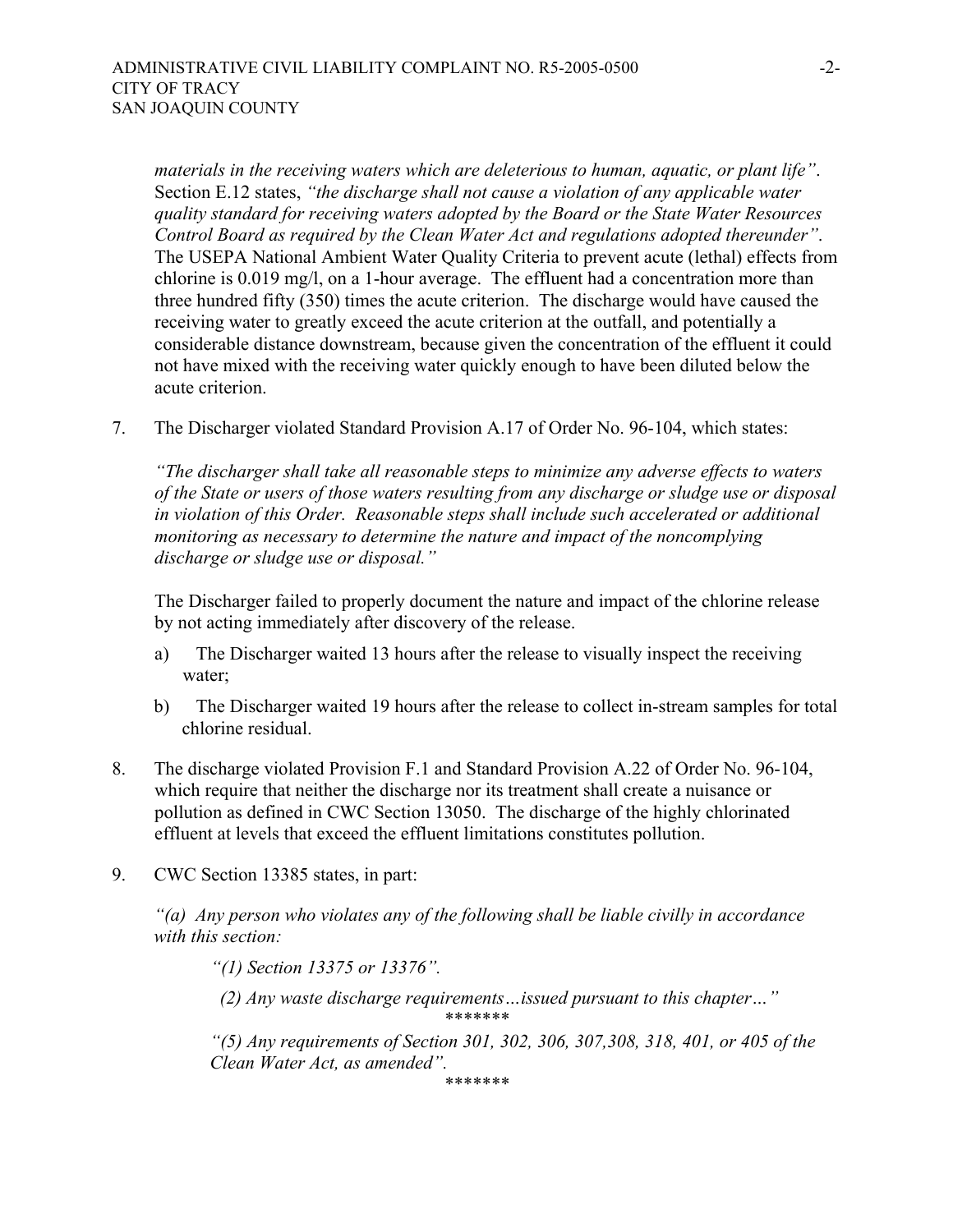*materials in the receiving waters which are deleterious to human, aquatic, or plant life"*. Section E.12 states, *"the discharge shall not cause a violation of any applicable water quality standard for receiving waters adopted by the Board or the State Water Resources Control Board as required by the Clean Water Act and regulations adopted thereunder"*. The USEPA National Ambient Water Quality Criteria to prevent acute (lethal) effects from chlorine is 0.019 mg/l, on a 1-hour average. The effluent had a concentration more than three hundred fifty (350) times the acute criterion. The discharge would have caused the receiving water to greatly exceed the acute criterion at the outfall, and potentially a considerable distance downstream, because given the concentration of the effluent it could not have mixed with the receiving water quickly enough to have been diluted below the acute criterion.

7. The Discharger violated Standard Provision A.17 of Order No. 96-104, which states:

   *"The discharger shall take all reasonable steps to minimize any adverse effects to waters of the State or users of those waters resulting from any discharge or sludge use or disposal in violation of this Order. Reasonable steps shall include such accelerated or additional monitoring as necessary to determine the nature and impact of the noncomplying discharge or sludge use or disposal."*

   The Discharger failed to properly document the nature and impact of the chlorine release by not acting immediately after discovery of the release.

   a) The Discharger waited 13 hours after the release to visually inspect the receiving water;

   b) The Discharger waited 19 hours after the release to collect in-stream samples for total chlorine residual.

8. The discharge violated Provision F.1 and Standard Provision A.22 of Order No. 96-104, which require that neither the discharge nor its treatment shall create a nuisance or pollution as defined in CWC Section 13050. The discharge of the highly chlorinated effluent at levels that exceed the effluent limitations constitutes pollution.

9. CWC Section 13385 states, in part:

   *"(a) Any person who violates any of the following shall be liable civilly in accordance with this section:*

   *"(1) Section 13375 or 13376".*

   *(2) Any waste discharge requirements…issued pursuant to this chapter…"*

   *******

   *"(5) Any requirements of Section 301, 302, 306, 307,308, 318, 401, or 405 of the Clean Water Act, as amended".*

   *******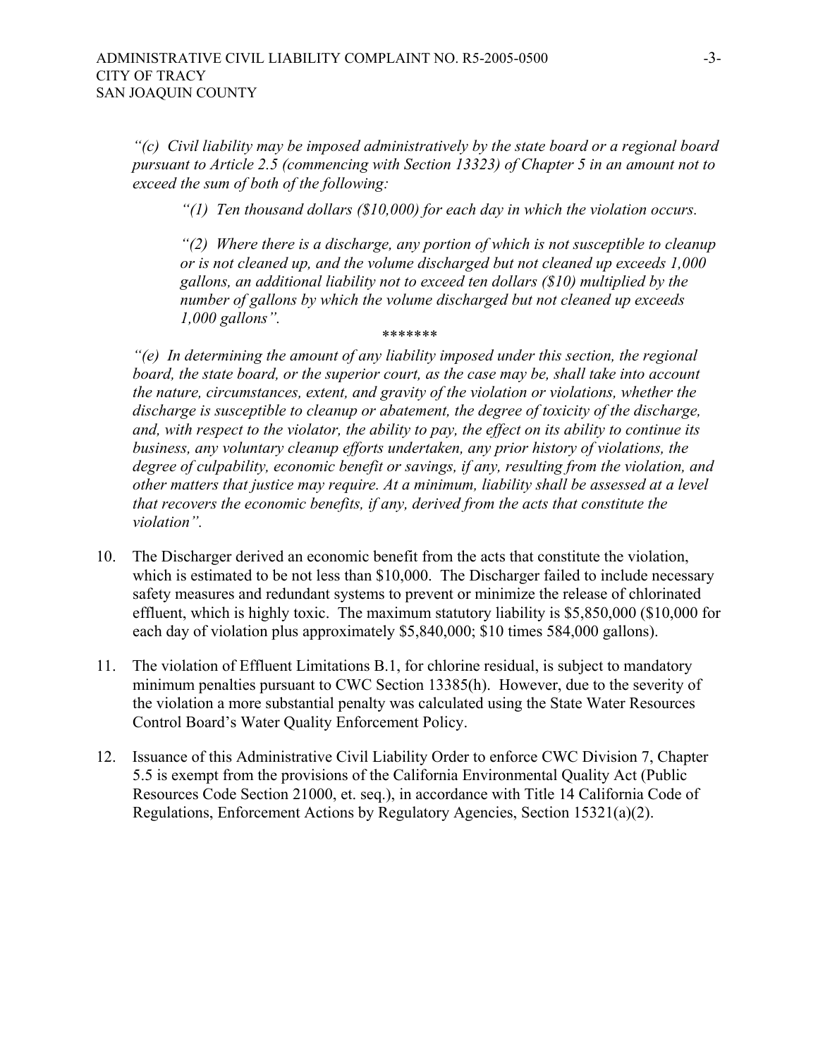*"(c) Civil liability may be imposed administratively by the state board or a regional board pursuant to Article 2.5 (commencing with Section 13323) of Chapter 5 in an amount not to exceed the sum of both of the following:*

> *"(1) Ten thousand dollars ($10,000) for each day in which the violation occurs.*
>
> *"(2) Where there is a discharge, any portion of which is not susceptible to cleanup or is not cleaned up, and the volume discharged but not cleaned up exceeds 1,000 gallons, an additional liability not to exceed ten dollars ($10) multiplied by the number of gallons by which the volume discharged but not cleaned up exceeds 1,000 gallons".*

\*\*\*\*\*\*\*

*"(e) In determining the amount of any liability imposed under this section, the regional board, the state board, or the superior court, as the case may be, shall take into account the nature, circumstances, extent, and gravity of the violation or violations, whether the discharge is susceptible to cleanup or abatement, the degree of toxicity of the discharge, and, with respect to the violator, the ability to pay, the effect on its ability to continue its business, any voluntary cleanup efforts undertaken, any prior history of violations, the degree of culpability, economic benefit or savings, if any, resulting from the violation, and other matters that justice may require. At a minimum, liability shall be assessed at a level that recovers the economic benefits, if any, derived from the acts that constitute the violation".*

10. The Discharger derived an economic benefit from the acts that constitute the violation, which is estimated to be not less than $10,000. The Discharger failed to include necessary safety measures and redundant systems to prevent or minimize the release of chlorinated effluent, which is highly toxic. The maximum statutory liability is $5,850,000 ($10,000 for each day of violation plus approximately $5,840,000; $10 times 584,000 gallons).

11. The violation of Effluent Limitations B.1, for chlorine residual, is subject to mandatory minimum penalties pursuant to CWC Section 13385(h). However, due to the severity of the violation a more substantial penalty was calculated using the State Water Resources Control Board's Water Quality Enforcement Policy.

12. Issuance of this Administrative Civil Liability Order to enforce CWC Division 7, Chapter 5.5 is exempt from the provisions of the California Environmental Quality Act (Public Resources Code Section 21000, et. seq.), in accordance with Title 14 California Code of Regulations, Enforcement Actions by Regulatory Agencies, Section 15321(a)(2).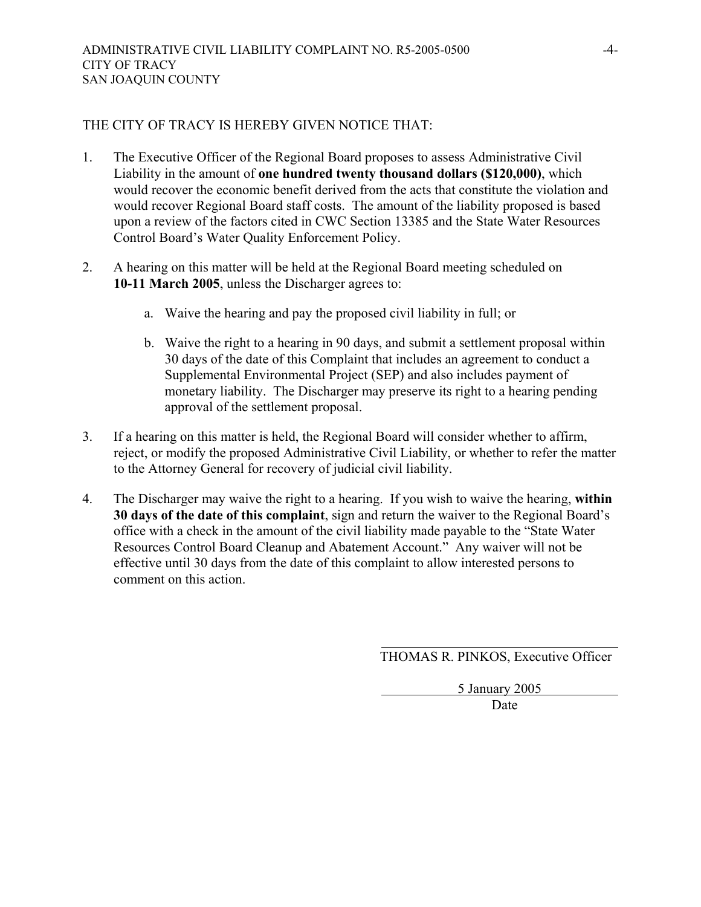THE CITY OF TRACY IS HEREBY GIVEN NOTICE THAT:

1. The Executive Officer of the Regional Board proposes to assess Administrative Civil Liability in the amount of **one hundred twenty thousand dollars ($120,000)**, which would recover the economic benefit derived from the acts that constitute the violation and would recover Regional Board staff costs. The amount of the liability proposed is based upon a review of the factors cited in CWC Section 13385 and the State Water Resources Control Board's Water Quality Enforcement Policy.

2. A hearing on this matter will be held at the Regional Board meeting scheduled on **10-11 March 2005**, unless the Discharger agrees to:

   a. Waive the hearing and pay the proposed civil liability in full; or

   b. Waive the right to a hearing in 90 days, and submit a settlement proposal within 30 days of the date of this Complaint that includes an agreement to conduct a Supplemental Environmental Project (SEP) and also includes payment of monetary liability. The Discharger may preserve its right to a hearing pending approval of the settlement proposal.

3. If a hearing on this matter is held, the Regional Board will consider whether to affirm, reject, or modify the proposed Administrative Civil Liability, or whether to refer the matter to the Attorney General for recovery of judicial civil liability.

4. The Discharger may waive the right to a hearing. If you wish to waive the hearing, **within 30 days of the date of this complaint**, sign and return the waiver to the Regional Board's office with a check in the amount of the civil liability made payable to the "State Water Resources Control Board Cleanup and Abatement Account." Any waiver will not be effective until 30 days from the date of this complaint to allow interested persons to comment on this action.

THOMAS R. PINKOS, Executive Officer

5 January 2005
Date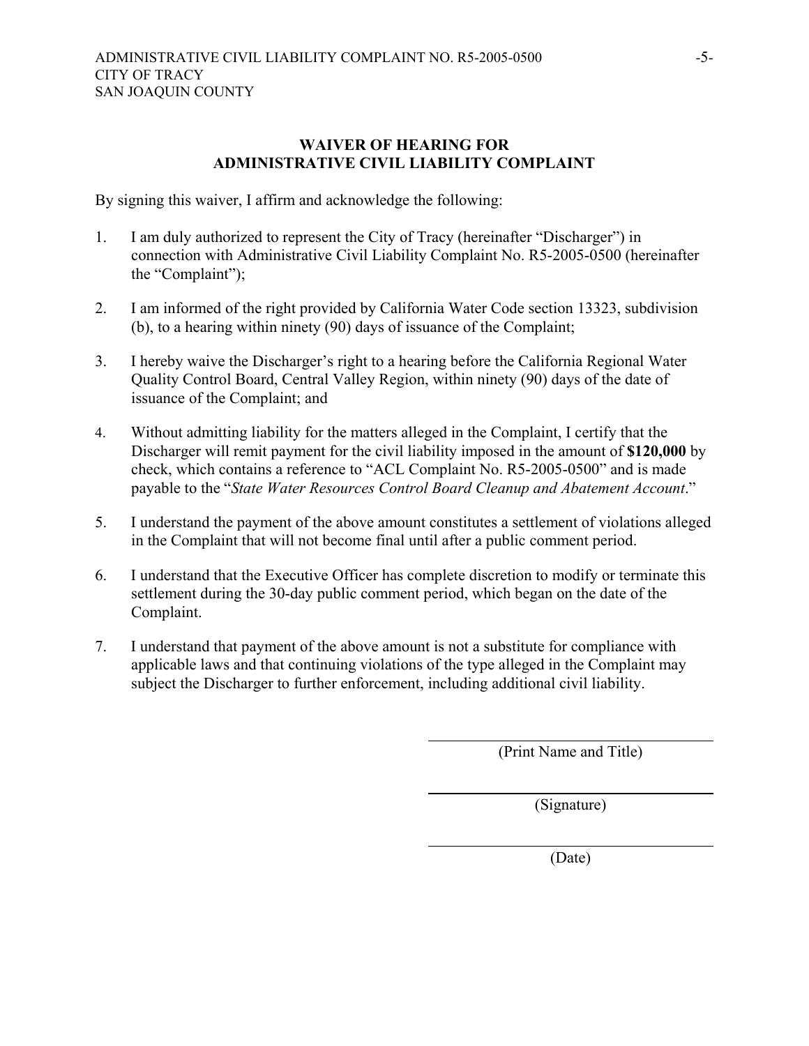## WAIVER OF HEARING FOR ADMINISTRATIVE CIVIL LIABILITY COMPLAINT

By signing this waiver, I affirm and acknowledge the following:

1. I am duly authorized to represent the City of Tracy (hereinafter "Discharger") in connection with Administrative Civil Liability Complaint No. R5-2005-0500 (hereinafter the "Complaint");

2. I am informed of the right provided by California Water Code section 13323, subdivision (b), to a hearing within ninety (90) days of issuance of the Complaint;

3. I hereby waive the Discharger's right to a hearing before the California Regional Water Quality Control Board, Central Valley Region, within ninety (90) days of the date of issuance of the Complaint; and

4. Without admitting liability for the matters alleged in the Complaint, I certify that the Discharger will remit payment for the civil liability imposed in the amount of **$120,000** by check, which contains a reference to "ACL Complaint No. R5-2005-0500" and is made payable to the "*State Water Resources Control Board Cleanup and Abatement Account*."

5. I understand the payment of the above amount constitutes a settlement of violations alleged in the Complaint that will not become final until after a public comment period.

6. I understand that the Executive Officer has complete discretion to modify or terminate this settlement during the 30-day public comment period, which began on the date of the Complaint.

7. I understand that payment of the above amount is not a substitute for compliance with applicable laws and that continuing violations of the type alleged in the Complaint may subject the Discharger to further enforcement, including additional civil liability.

______________________________
(Print Name and Title)

______________________________
(Signature)

______________________________
(Date)